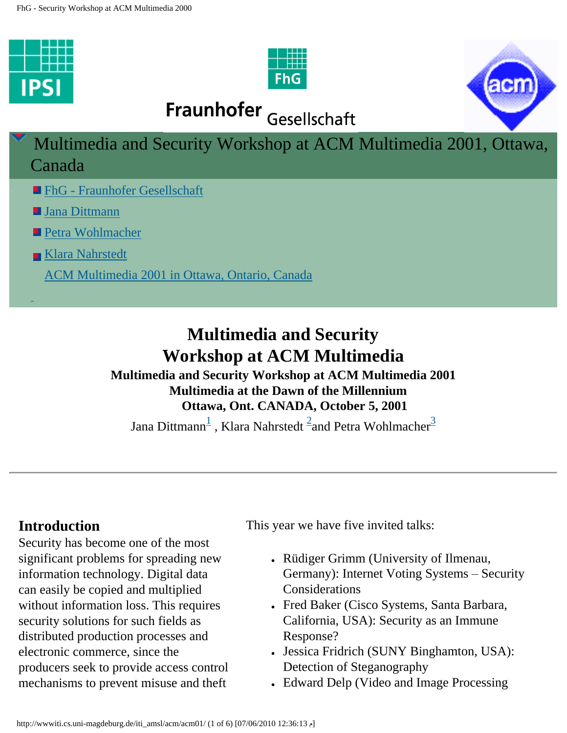# Multimedia and Security Workshop at ACM Multimedia 2001, Ottawa, Canada

- FhG - Fraunhofer Gesellschaft
- Jana Dittmann
- Petra Wohlmacher
- Klara Nahrstedt

ACM Multimedia 2001 in Ottawa, Ontario, Canada

# Multimedia and Security Workshop at ACM Multimedia

**Multimedia and Security Workshop at ACM Multimedia 2001**
**Multimedia at the Dawn of the Millennium**
**Ottawa, Ont. CANADA, October 5, 2001**

Jana Dittmann[1] , Klara Nahrstedt [2]and Petra Wohlmacher[3]

---

## Introduction

Security has become one of the most significant problems for spreading new information technology. Digital data can easily be copied and multiplied without information loss. This requires security solutions for such fields as distributed production processes and electronic commerce, since the producers seek to provide access control mechanisms to prevent misuse and theft

This year we have five invited talks:

- Rüdiger Grimm (University of Ilmenau, Germany): Internet Voting Systems – Security Considerations
- Fred Baker (Cisco Systems, Santa Barbara, California, USA): Security as an Immune Response?
- Jessica Fridrich (SUNY Binghamton, USA): Detection of Steganography
- Edward Delp (Video and Image Processing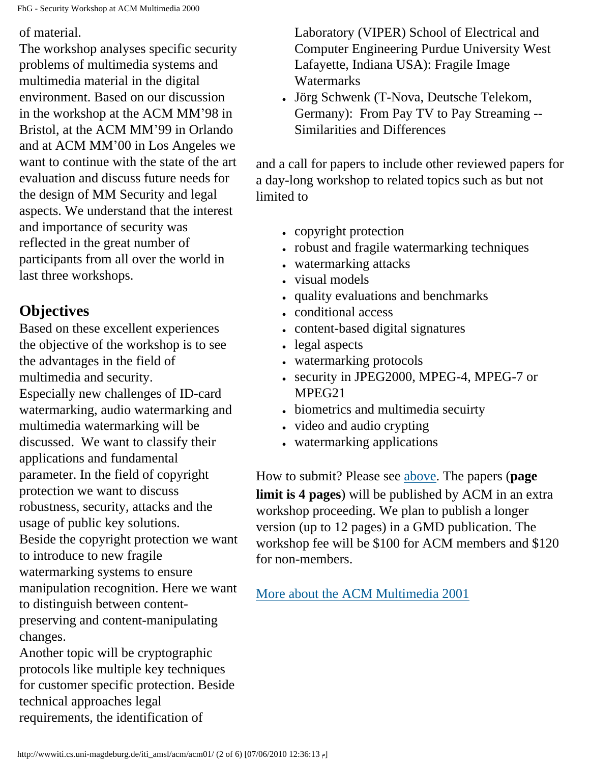of material.
The workshop analyses specific security problems of multimedia systems and multimedia material in the digital environment. Based on our discussion in the workshop at the ACM MM'98 in Bristol, at the ACM MM'99 in Orlando and at ACM MM'00 in Los Angeles we want to continue with the state of the art evaluation and discuss future needs for the design of MM Security and legal aspects. We understand that the interest and importance of security was reflected in the great number of participants from all over the world in last three workshops.

## Objectives

Based on these excellent experiences the objective of the workshop is to see the advantages in the field of multimedia and security.
Especially new challenges of ID-card watermarking, audio watermarking and multimedia watermarking will be discussed. We want to classify their applications and fundamental parameter. In the field of copyright protection we want to discuss robustness, security, attacks and the usage of public key solutions.
Beside the copyright protection we want to introduce to new fragile watermarking systems to ensure manipulation recognition. Here we want to distinguish between content-preserving and content-manipulating changes.
Another topic will be cryptographic protocols like multiple key techniques for customer specific protection. Beside technical approaches legal requirements, the identification of

Laboratory (VIPER) School of Electrical and Computer Engineering Purdue University West Lafayette, Indiana USA): Fragile Image Watermarks
- Jörg Schwenk (T-Nova, Deutsche Telekom, Germany): From Pay TV to Pay Streaming -- Similarities and Differences

and a call for papers to include other reviewed papers for a day-long workshop to related topics such as but not limited to

- copyright protection
- robust and fragile watermarking techniques
- watermarking attacks
- visual models
- quality evaluations and benchmarks
- conditional access
- content-based digital signatures
- legal aspects
- watermarking protocols
- security in JPEG2000, MPEG-4, MPEG-7 or MPEG21
- biometrics and multimedia secuirty
- video and audio crypting
- watermarking applications

How to submit? Please see above. The papers (**page limit is 4 pages**) will be published by ACM in an extra workshop proceeding. We plan to publish a longer version (up to 12 pages) in a GMD publication. The workshop fee will be $100 for ACM members and $120 for non-members.

More about the ACM Multimedia 2001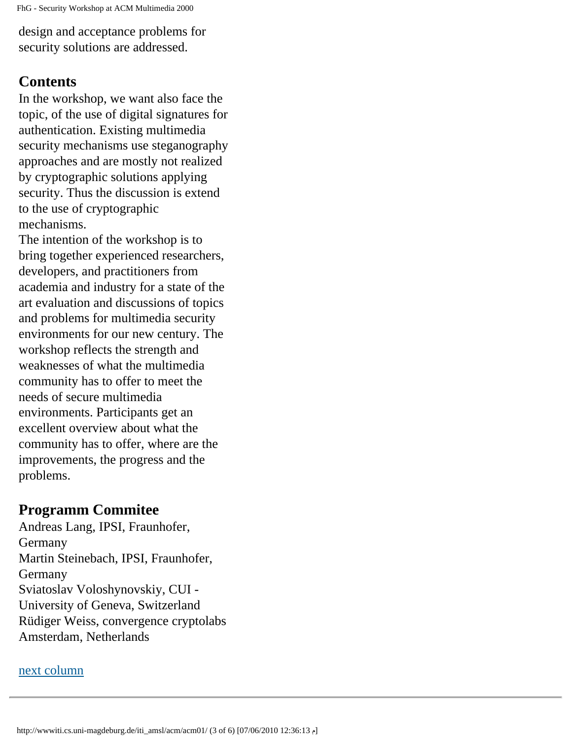design and acceptance problems for security solutions are addressed.

## Contents

In the workshop, we want also face the topic, of the use of digital signatures for authentication. Existing multimedia security mechanisms use steganography approaches and are mostly not realized by cryptographic solutions applying security. Thus the discussion is extend to the use of cryptographic mechanisms.

The intention of the workshop is to bring together experienced researchers, developers, and practitioners from academia and industry for a state of the art evaluation and discussions of topics and problems for multimedia security environments for our new century. The workshop reflects the strength and weaknesses of what the multimedia community has to offer to meet the needs of secure multimedia environments. Participants get an excellent overview about what the community has to offer, where are the improvements, the progress and the problems.

## Programm Commitee

Andreas Lang, IPSI, Fraunhofer, Germany
Martin Steinebach, IPSI, Fraunhofer, Germany
Sviatoslav Voloshynovskiy, CUI - University of Geneva, Switzerland
Rüdiger Weiss, convergence cryptolabs Amsterdam, Netherlands

next column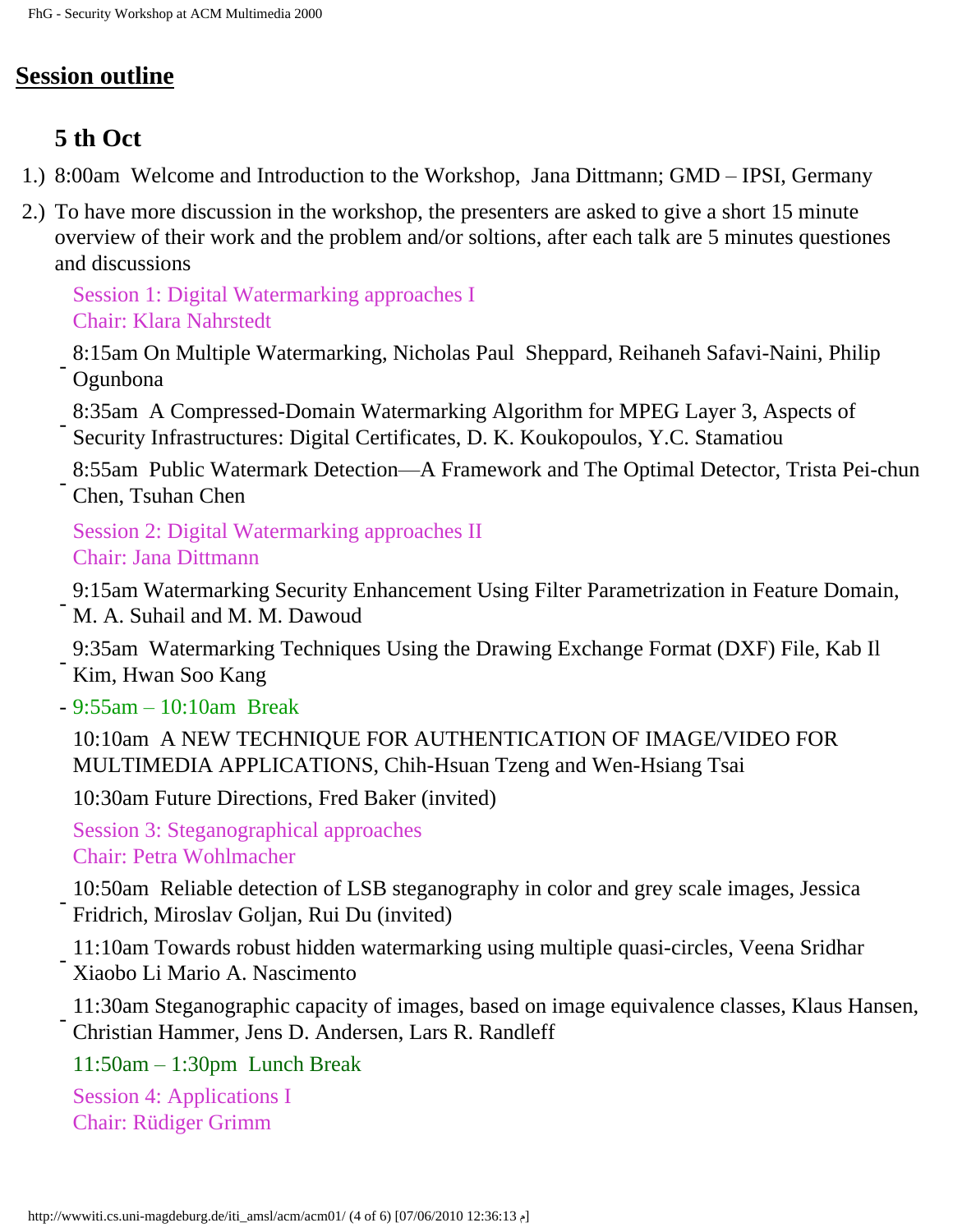## Session outline

### 5 th Oct

1.) 8:00am Welcome and Introduction to the Workshop, Jana Dittmann; GMD – IPSI, Germany

2.) To have more discussion in the workshop, the presenters are asked to give a short 15 minute overview of their work and the problem and/or soltions, after each talk are 5 minutes questiones and discussions

Session 1: Digital Watermarking approaches I
Chair: Klara Nahrstedt

- 8:15am On Multiple Watermarking, Nicholas Paul Sheppard, Reihaneh Safavi-Naini, Philip Ogunbona
- 8:35am A Compressed-Domain Watermarking Algorithm for MPEG Layer 3, Aspects of Security Infrastructures: Digital Certificates, D. K. Koukopoulos, Y.C. Stamatiou
- 8:55am Public Watermark Detection—A Framework and The Optimal Detector, Trista Pei-chun Chen, Tsuhan Chen

Session 2: Digital Watermarking approaches II
Chair: Jana Dittmann

- 9:15am Watermarking Security Enhancement Using Filter Parametrization in Feature Domain, M. A. Suhail and M. M. Dawoud
- 9:35am Watermarking Techniques Using the Drawing Exchange Format (DXF) File, Kab Il Kim, Hwan Soo Kang
- 9:55am – 10:10am Break

10:10am A NEW TECHNIQUE FOR AUTHENTICATION OF IMAGE/VIDEO FOR MULTIMEDIA APPLICATIONS, Chih-Hsuan Tzeng and Wen-Hsiang Tsai

10:30am Future Directions, Fred Baker (invited)

Session 3: Steganographical approaches
Chair: Petra Wohlmacher

- 10:50am Reliable detection of LSB steganography in color and grey scale images, Jessica Fridrich, Miroslav Goljan, Rui Du (invited)
- 11:10am Towards robust hidden watermarking using multiple quasi-circles, Veena Sridhar Xiaobo Li Mario A. Nascimento
- 11:30am Steganographic capacity of images, based on image equivalence classes, Klaus Hansen, Christian Hammer, Jens D. Andersen, Lars R. Randleff

11:50am – 1:30pm Lunch Break

Session 4: Applications I
Chair: Rüdiger Grimm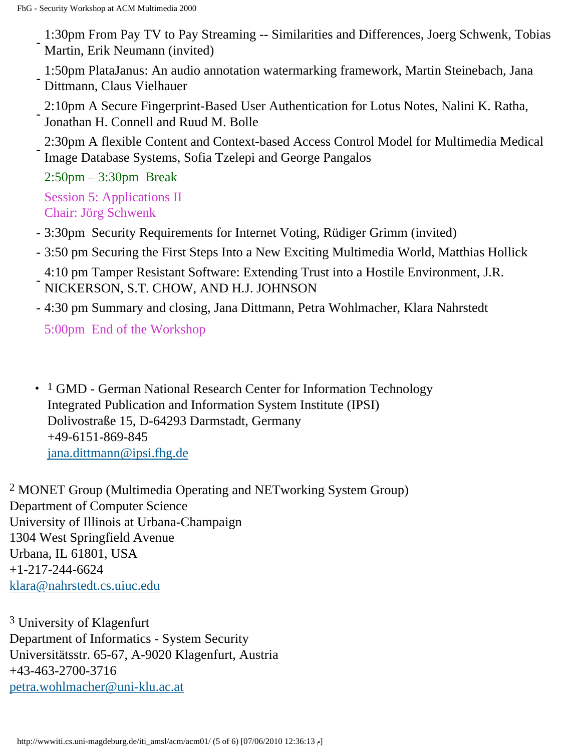- 1:30pm From Pay TV to Pay Streaming -- Similarities and Differences, Joerg Schwenk, Tobias Martin, Erik Neumann (invited)
- 1:50pm PlataJanus: An audio annotation watermarking framework, Martin Steinebach, Jana Dittmann, Claus Vielhauer
- 2:10pm A Secure Fingerprint-Based User Authentication for Lotus Notes, Nalini K. Ratha, Jonathan H. Connell and Ruud M. Bolle
- 2:30pm A flexible Content and Context-based Access Control Model for Multimedia Medical Image Database Systems, Sofia Tzelepi and George Pangalos

2:50pm – 3:30pm Break

Session 5: Applications II
Chair: Jörg Schwenk

- 3:30pm Security Requirements for Internet Voting, Rüdiger Grimm (invited)
- 3:50 pm Securing the First Steps Into a New Exciting Multimedia World, Matthias Hollick
- 4:10 pm Tamper Resistant Software: Extending Trust into a Hostile Environment, J.R. NICKERSON, S.T. CHOW, AND H.J. JOHNSON
- 4:30 pm Summary and closing, Jana Dittmann, Petra Wohlmacher, Klara Nahrstedt

5:00pm End of the Workshop

- [1] GMD - German National Research Center for Information Technology
  Integrated Publication and Information System Institute (IPSI)
  Dolivostraße 15, D-64293 Darmstadt, Germany
  +49-6151-869-845
  jana.dittmann@ipsi.fhg.de

[2] MONET Group (Multimedia Operating and NETworking System Group)
Department of Computer Science
University of Illinois at Urbana-Champaign
1304 West Springfield Avenue
Urbana, IL 61801, USA
+1-217-244-6624
klara@nahrstedt.cs.uiuc.edu

[3] University of Klagenfurt
Department of Informatics - System Security
Universitätsstr. 65-67, A-9020 Klagenfurt, Austria
+43-463-2700-3716
petra.wohlmacher@uni-klu.ac.at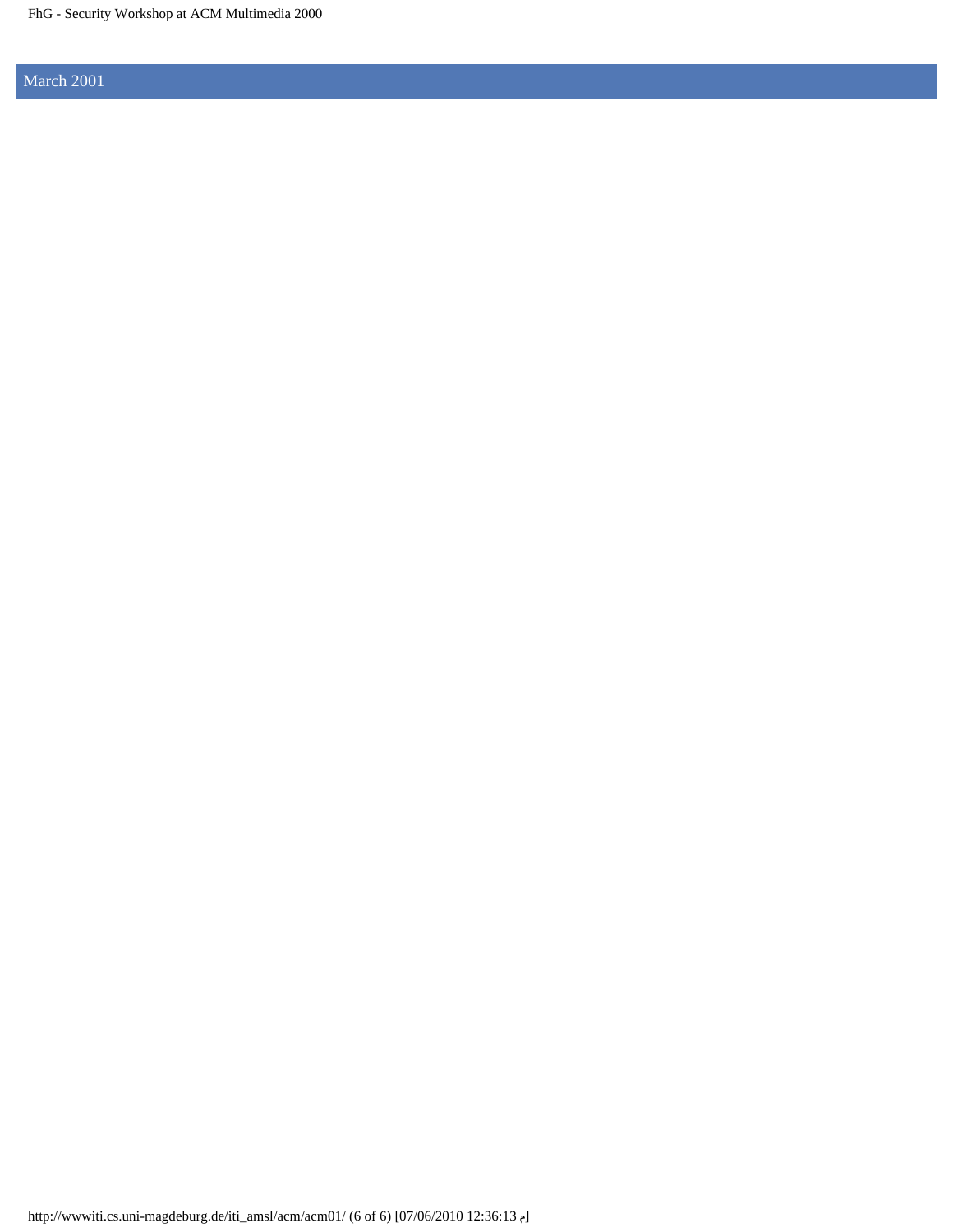March 2001